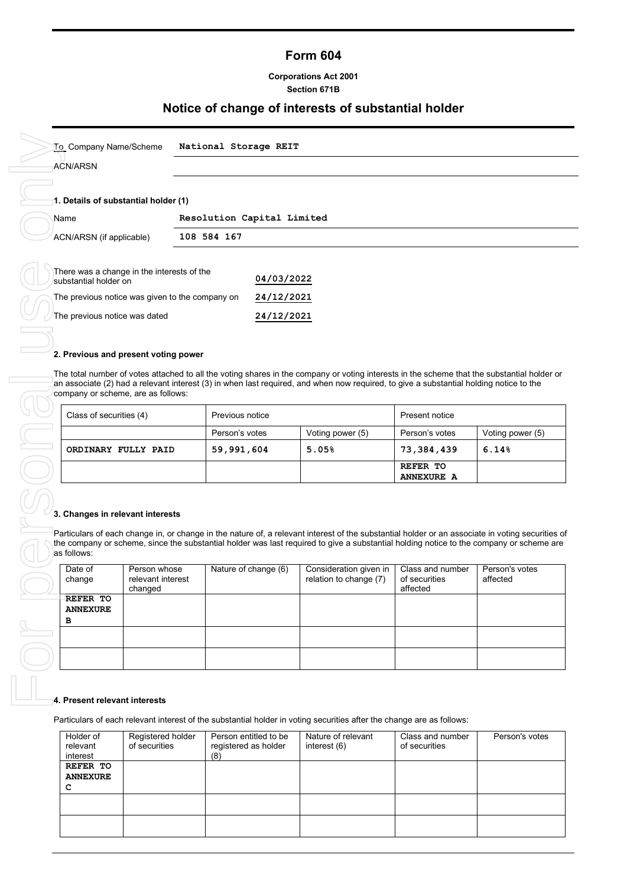# Form 604

**Corporations Act 2001**

**Section 671B**

## Notice of change of interests of substantial holder

| To Company Name/Scheme | **National Storage REIT** |
|---|---|
| ACN/ARSN | |

### 1. Details of substantial holder (1)

| Name | **Resolution Capital Limited** |
|---|---|
| ACN/ARSN (if applicable) | **108 584 167** |

| There was a change in the interests of the substantial holder on | **04/03/2022** |
|---|---|
| The previous notice was given to the company on | **24/12/2021** |
| The previous notice was dated | **24/12/2021** |

### 2. Previous and present voting power

The total number of votes attached to all the voting shares in the company or voting interests in the scheme that the substantial holder or an associate (2) had a relevant interest (3) in when last required, and when now required, to give a substantial holding notice to the company or scheme, are as follows:

| Class of securities (4) | Previous notice | | Present notice | |
|---|---|---|---|---|
| | Person's votes | Voting power (5) | Person's votes | Voting power (5) |
| **ORDINARY FULLY PAID** | **59,991,604** | **5.05%** | **73,384,439** | **6.14%** |
| | | | **REFER TO ANNEXURE A** | |

### 3. Changes in relevant interests

Particulars of each change in, or change in the nature of, a relevant interest of the substantial holder or an associate in voting securities of the company or scheme, since the substantial holder was last required to give a substantial holding notice to the company or scheme are as follows:

| Date of change | Person whose relevant interest changed | Nature of change (6) | Consideration given in relation to change (7) | Class and number of securities affected | Person's votes affected |
|---|---|---|---|---|---|
| **REFER TO ANNEXURE B** | | | | | |
| | | | | | |
| | | | | | |

### 4. Present relevant interests

Particulars of each relevant interest of the substantial holder in voting securities after the change are as follows:

| Holder of relevant interest | Registered holder of securities | Person entitled to be registered as holder (8) | Nature of relevant interest (6) | Class and number of securities | Person's votes |
|---|---|---|---|---|---|
| **REFER TO ANNEXURE C** | | | | | |
| | | | | | |
| | | | | | |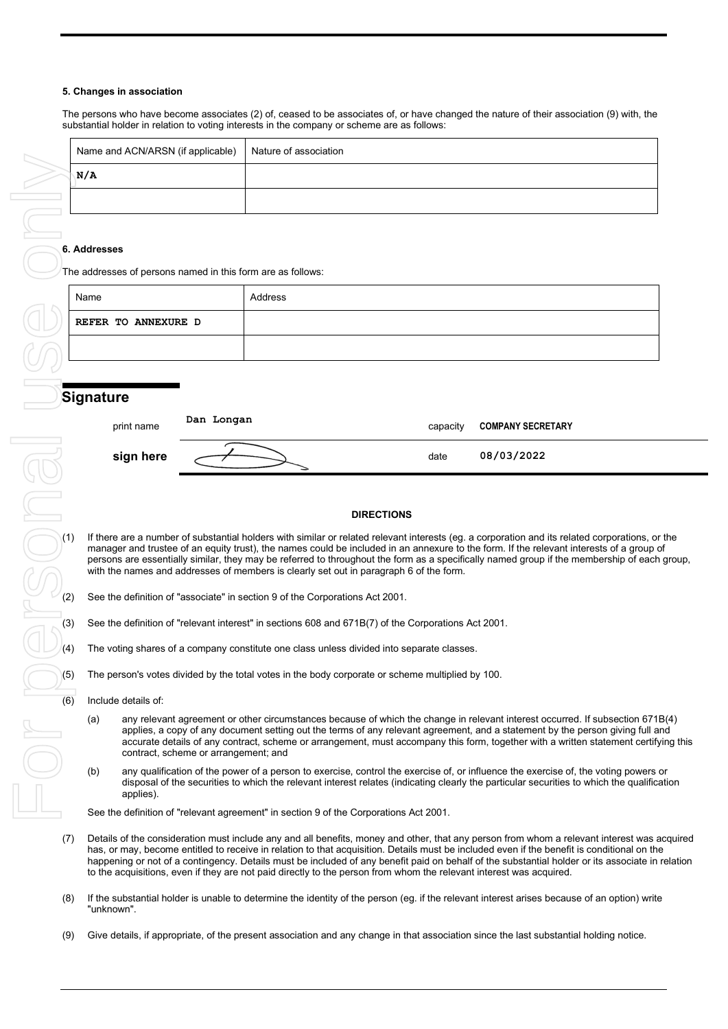### 5. Changes in association

The persons who have become associates (2) of, ceased to be associates of, or have changed the nature of their association (9) with, the substantial holder in relation to voting interests in the company or scheme are as follows:

| Name and ACN/ARSN (if applicable) | Nature of association |
|---|---|
| N/A | |
| | |

### 6. Addresses

The addresses of persons named in this form are as follows:

| Name | Address |
|---|---|
| REFER TO ANNEXURE D | |
| | |

## Signature

| | | | |
|---|---|---|---|
| print name | Dan Longan | capacity | COMPANY SECRETARY |
| **sign here** | | date | 08/03/2022 |

**DIRECTIONS**

(1) If there are a number of substantial holders with similar or related relevant interests (eg. a corporation and its related corporations, or the manager and trustee of an equity trust), the names could be included in an annexure to the form. If the relevant interests of a group of persons are essentially similar, they may be referred to throughout the form as a specifically named group if the membership of each group, with the names and addresses of members is clearly set out in paragraph 6 of the form.

(2) See the definition of "associate" in section 9 of the Corporations Act 2001.

(3) See the definition of "relevant interest" in sections 608 and 671B(7) of the Corporations Act 2001.

(4) The voting shares of a company constitute one class unless divided into separate classes.

(5) The person's votes divided by the total votes in the body corporate or scheme multiplied by 100.

(6) Include details of:

   (a) any relevant agreement or other circumstances because of which the change in relevant interest occurred. If subsection 671B(4) applies, a copy of any document setting out the terms of any relevant agreement, and a statement by the person giving full and accurate details of any contract, scheme or arrangement, must accompany this form, together with a written statement certifying this contract, scheme or arrangement; and

   (b) any qualification of the power of a person to exercise, control the exercise of, or influence the exercise of, the voting powers or disposal of the securities to which the relevant interest relates (indicating clearly the particular securities to which the qualification applies).

   See the definition of "relevant agreement" in section 9 of the Corporations Act 2001.

(7) Details of the consideration must include any and all benefits, money and other, that any person from whom a relevant interest was acquired has, or may, become entitled to receive in relation to that acquisition. Details must be included even if the benefit is conditional on the happening or not of a contingency. Details must be included of any benefit paid on behalf of the substantial holder or its associate in relation to the acquisitions, even if they are not paid directly to the person from whom the relevant interest was acquired.

(8) If the substantial holder is unable to determine the identity of the person (eg. if the relevant interest arises because of an option) write "unknown".

(9) Give details, if appropriate, of the present association and any change in that association since the last substantial holding notice.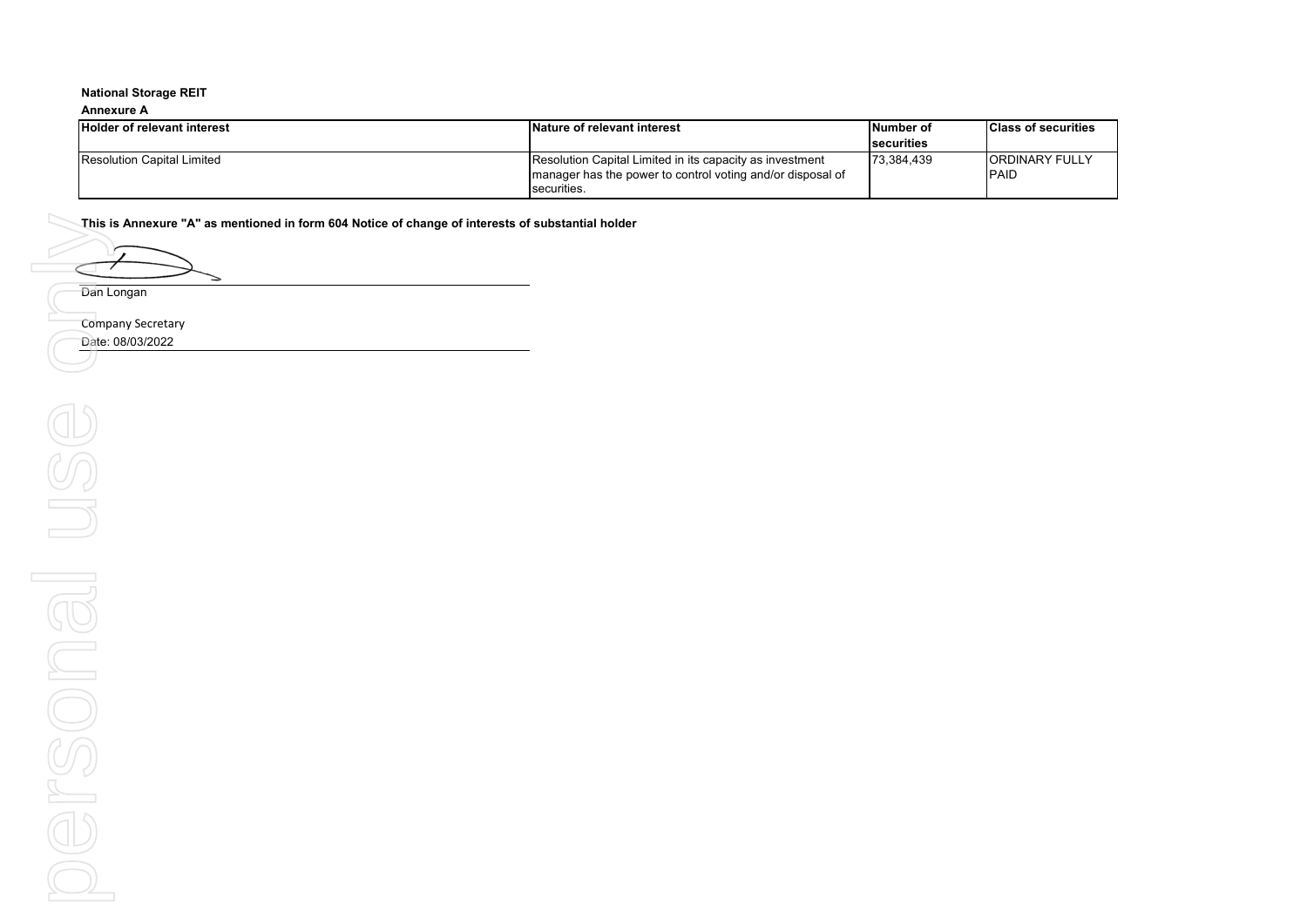**National Storage REIT**

**Annexure A**

| Holder of relevant interest | Nature of relevant interest | Number of securities | Class of securities |
| --- | --- | --- | --- |
| Resolution Capital Limited | Resolution Capital Limited in its capacity as investment manager has the power to control voting and/or disposal of securities. | 73,384,439 | ORDINARY FULLY PAID |

**This is Annexure "A" as mentioned in form 604 Notice of change of interests of substantial holder**

Dan Longan

Company Secretary

Date: 08/03/2022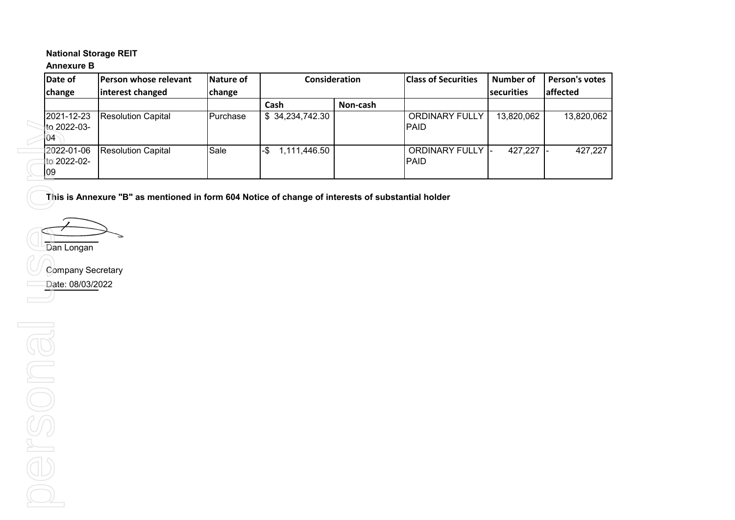**National Storage REIT**

**Annexure B**

| Date of change | Person whose relevant interest changed | Nature of change | Consideration | | Class of Securities | Number of securities | Person's votes affected |
|---|---|---|---|---|---|---|---|
| | | | Cash | Non-cash | | | |
| 2021-12-23 to 2022-03-04 | Resolution Capital | Purchase | $ 34,234,742.30 | | ORDINARY FULLY PAID | 13,820,062 | 13,820,062 |
| 2022-01-06 to 2022-02-09 | Resolution Capital | Sale | -$ 1,111,446.50 | | ORDINARY FULLY PAID | - 427,227 | - 427,227 |

**This is Annexure "B" as mentioned in form 604 Notice of change of interests of substantial holder**

Dan Longan

Company Secretary

Date: 08/03/2022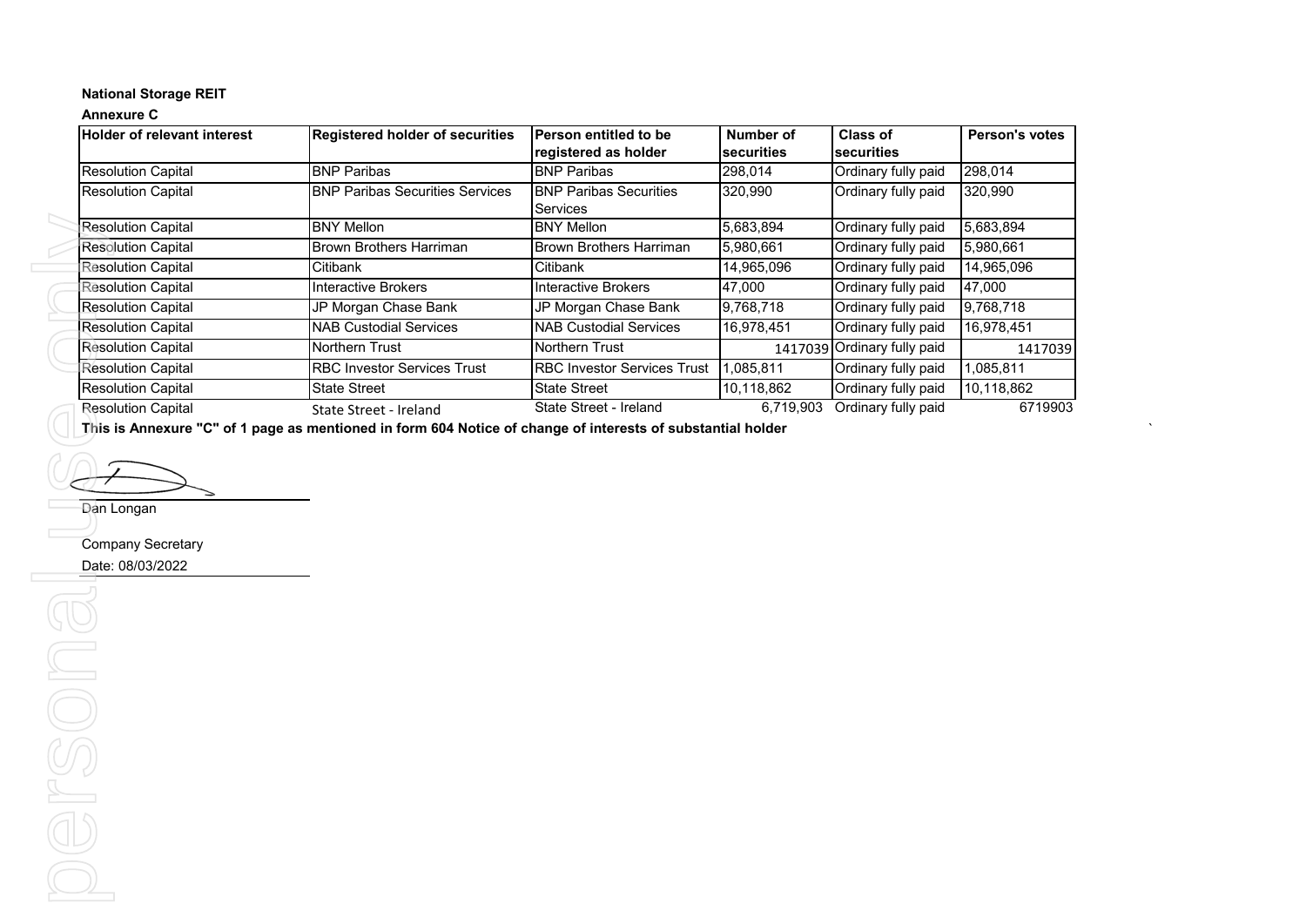**National Storage REIT**

**Annexure C**

| Holder of relevant interest | Registered holder of securities | Person entitled to be registered as holder | Number of securities | Class of securities | Person's votes |
|---|---|---|---|---|---|
| Resolution Capital | BNP Paribas | BNP Paribas | 298,014 | Ordinary fully paid | 298,014 |
| Resolution Capital | BNP Paribas Securities Services | BNP Paribas Securities Services | 320,990 | Ordinary fully paid | 320,990 |
| Resolution Capital | BNY Mellon | BNY Mellon | 5,683,894 | Ordinary fully paid | 5,683,894 |
| Resolution Capital | Brown Brothers Harriman | Brown Brothers Harriman | 5,980,661 | Ordinary fully paid | 5,980,661 |
| Resolution Capital | Citibank | Citibank | 14,965,096 | Ordinary fully paid | 14,965,096 |
| Resolution Capital | Interactive Brokers | Interactive Brokers | 47,000 | Ordinary fully paid | 47,000 |
| Resolution Capital | JP Morgan Chase Bank | JP Morgan Chase Bank | 9,768,718 | Ordinary fully paid | 9,768,718 |
| Resolution Capital | NAB Custodial Services | NAB Custodial Services | 16,978,451 | Ordinary fully paid | 16,978,451 |
| Resolution Capital | Northern Trust | Northern Trust | 1417039 | Ordinary fully paid | 1417039 |
| Resolution Capital | RBC Investor Services Trust | RBC Investor Services Trust | 1,085,811 | Ordinary fully paid | 1,085,811 |
| Resolution Capital | State Street | State Street | 10,118,862 | Ordinary fully paid | 10,118,862 |
| Resolution Capital | State Street - Ireland | State Street - Ireland | 6,719,903 | Ordinary fully paid | 6719903 |

**This is Annexure "C" of 1 page as mentioned in form 604 Notice of change of interests of substantial holder**

Dan Longan

Company Secretary

Date: 08/03/2022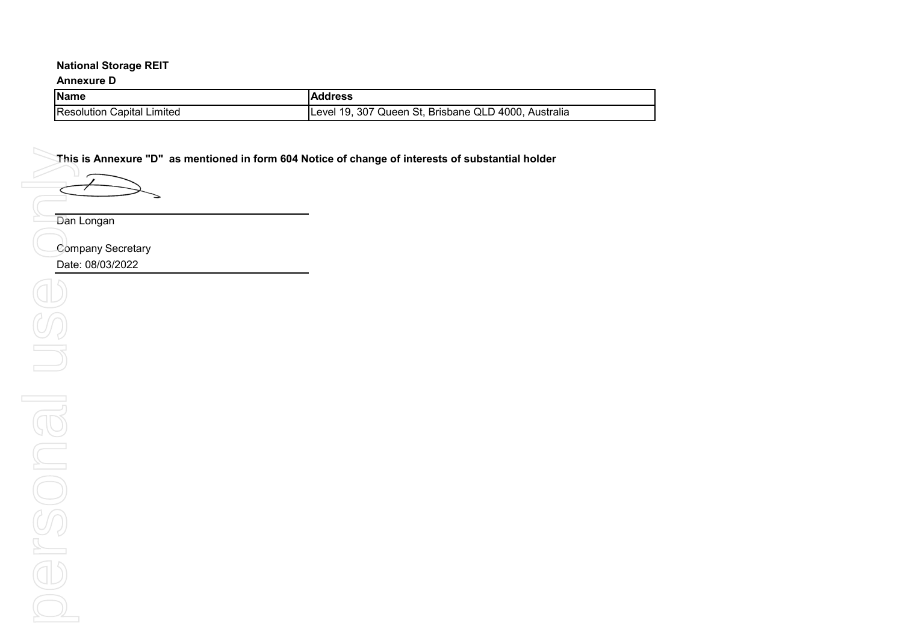**National Storage REIT**

**Annexure D**

| Name | Address |
| --- | --- |
| Resolution Capital Limited | Level 19, 307 Queen St, Brisbane QLD 4000, Australia |

**This is Annexure "D" as mentioned in form 604 Notice of change of interests of substantial holder**

Dan Longan

Company Secretary

Date: 08/03/2022